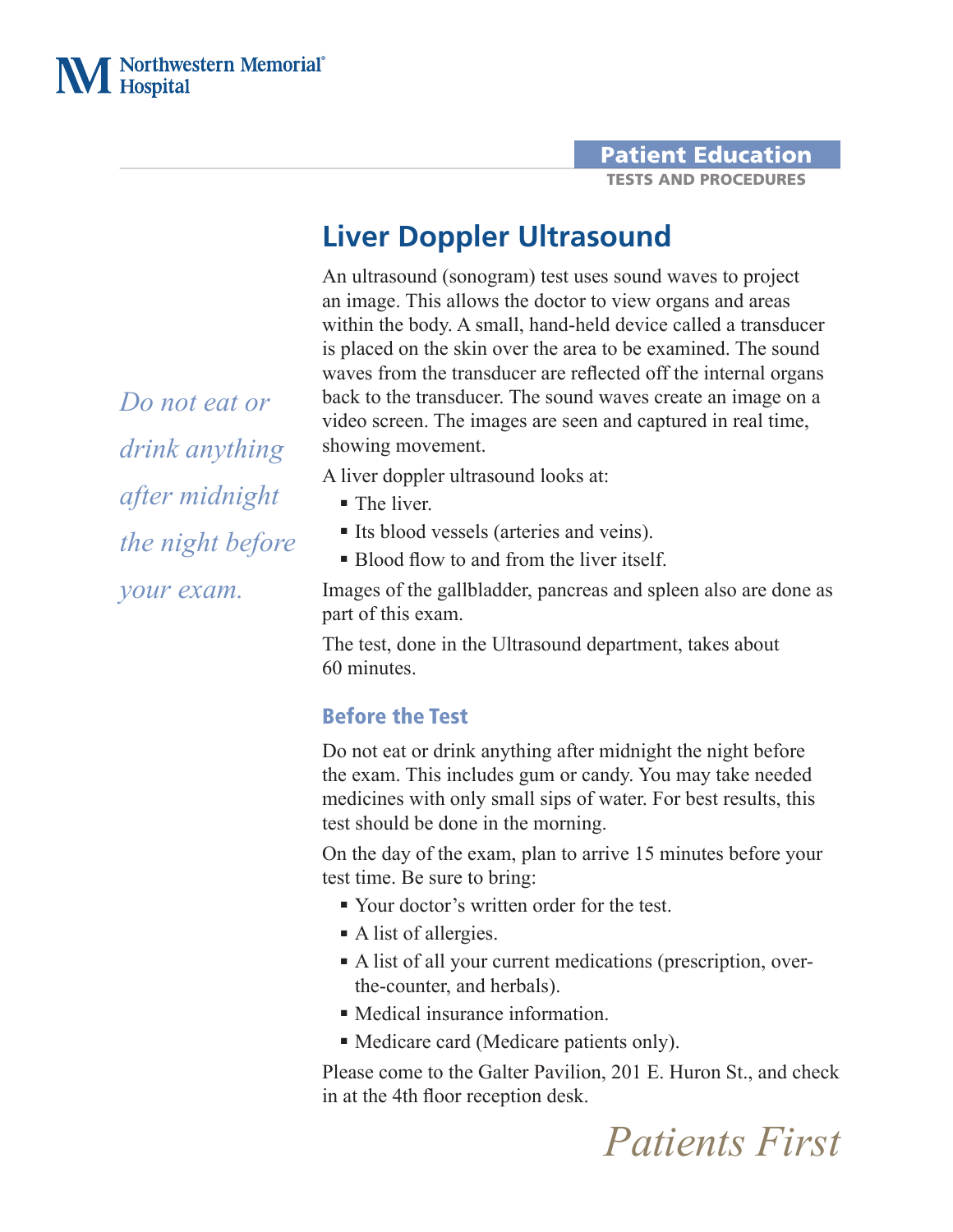Northwestern Memorial Hospital

**Patient Education**
TESTS AND PROCEDURES

# Liver Doppler Ultrasound

*Do not eat or drink anything after midnight the night before your exam.*

An ultrasound (sonogram) test uses sound waves to project an image. This allows the doctor to view organs and areas within the body. A small, hand-held device called a transducer is placed on the skin over the area to be examined. The sound waves from the transducer are reflected off the internal organs back to the transducer. The sound waves create an image on a video screen. The images are seen and captured in real time, showing movement.

A liver doppler ultrasound looks at:

- The liver.
- Its blood vessels (arteries and veins).
- Blood flow to and from the liver itself.

Images of the gallbladder, pancreas and spleen also are done as part of this exam.

The test, done in the Ultrasound department, takes about 60 minutes.

## Before the Test

Do not eat or drink anything after midnight the night before the exam. This includes gum or candy. You may take needed medicines with only small sips of water. For best results, this test should be done in the morning.

On the day of the exam, plan to arrive 15 minutes before your test time. Be sure to bring:

- Your doctor's written order for the test.
- A list of allergies.
- A list of all your current medications (prescription, over-the-counter, and herbals).
- Medical insurance information.
- Medicare card (Medicare patients only).

Please come to the Galter Pavilion, 201 E. Huron St., and check in at the 4th floor reception desk.

*Patients First*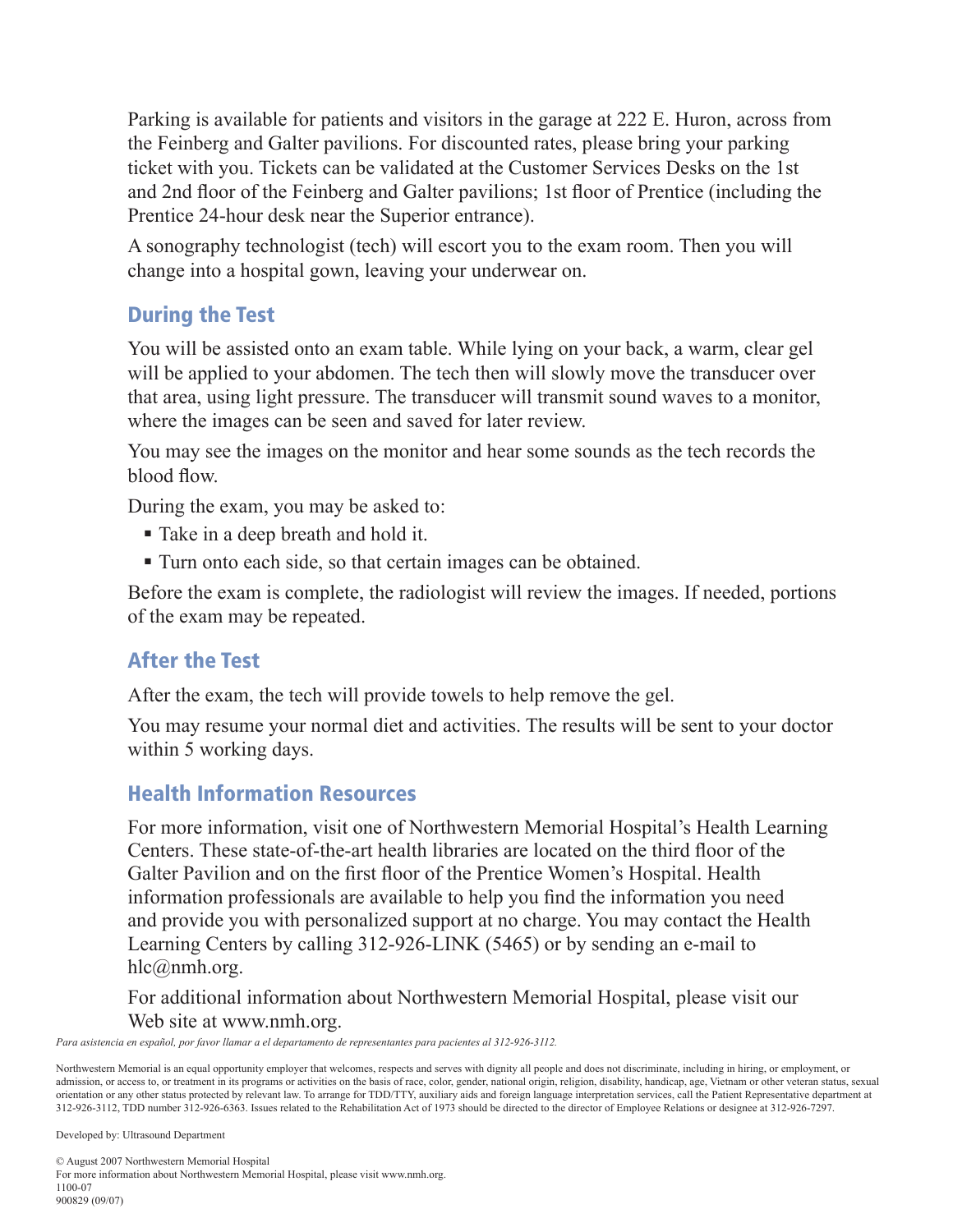Parking is available for patients and visitors in the garage at 222 E. Huron, across from the Feinberg and Galter pavilions. For discounted rates, please bring your parking ticket with you. Tickets can be validated at the Customer Services Desks on the 1st and 2nd floor of the Feinberg and Galter pavilions; 1st floor of Prentice (including the Prentice 24-hour desk near the Superior entrance).

A sonography technologist (tech) will escort you to the exam room. Then you will change into a hospital gown, leaving your underwear on.

## During the Test

You will be assisted onto an exam table. While lying on your back, a warm, clear gel will be applied to your abdomen. The tech then will slowly move the transducer over that area, using light pressure. The transducer will transmit sound waves to a monitor, where the images can be seen and saved for later review.

You may see the images on the monitor and hear some sounds as the tech records the blood flow.

During the exam, you may be asked to:

- Take in a deep breath and hold it.
- Turn onto each side, so that certain images can be obtained.

Before the exam is complete, the radiologist will review the images. If needed, portions of the exam may be repeated.

## After the Test

After the exam, the tech will provide towels to help remove the gel.

You may resume your normal diet and activities. The results will be sent to your doctor within 5 working days.

## Health Information Resources

For more information, visit one of Northwestern Memorial Hospital's Health Learning Centers. These state-of-the-art health libraries are located on the third floor of the Galter Pavilion and on the first floor of the Prentice Women's Hospital. Health information professionals are available to help you find the information you need and provide you with personalized support at no charge. You may contact the Health Learning Centers by calling 312-926-LINK (5465) or by sending an e-mail to hlc@nmh.org.

For additional information about Northwestern Memorial Hospital, please visit our Web site at www.nmh.org.

*Para asistencia en español, por favor llamar a el departamento de representantes para pacientes al 312-926-3112.*

Northwestern Memorial is an equal opportunity employer that welcomes, respects and serves with dignity all people and does not discriminate, including in hiring, or employment, or admission, or access to, or treatment in its programs or activities on the basis of race, color, gender, national origin, religion, disability, handicap, age, Vietnam or other veteran status, sexual orientation or any other status protected by relevant law. To arrange for TDD/TTY, auxiliary aids and foreign language interpretation services, call the Patient Representative department at 312-926-3112, TDD number 312-926-6363. Issues related to the Rehabilitation Act of 1973 should be directed to the director of Employee Relations or designee at 312-926-7297.

Developed by: Ultrasound Department

© August 2007 Northwestern Memorial Hospital
For more information about Northwestern Memorial Hospital, please visit www.nmh.org.
1100-07
900829 (09/07)